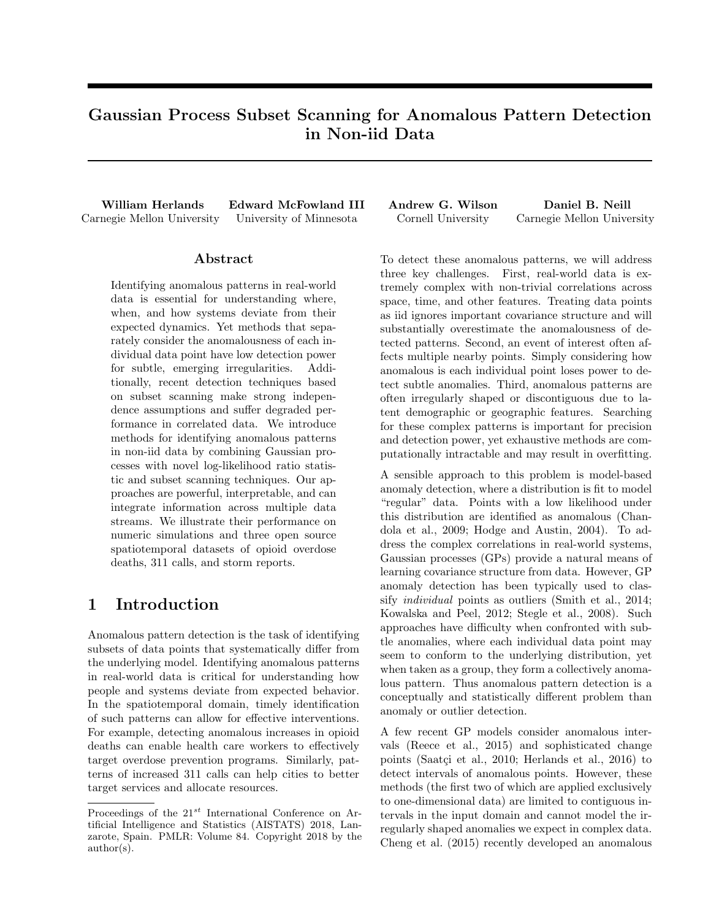# Gaussian Process Subset Scanning for Anomalous Pattern Detection in Non-iid Data

**William Herlands** Carnegie Mellon University

**Edward McFowland III** University of Minnesota

**Andrew G. Wilson** Cornell University

**Daniel B. Neill** Carnegie Mellon University

## Abstract

Identifying anomalous patterns in real-world data is essential for understanding where, when, and how systems deviate from their expected dynamics. Yet methods that separately consider the anomalousness of each individual data point have low detection power for subtle, emerging irregularities. Additionally, recent detection techniques based on subset scanning make strong independence assumptions and suffer degraded performance in correlated data. We introduce methods for identifying anomalous patterns in non-iid data by combining Gaussian processes with novel log-likelihood ratio statistic and subset scanning techniques. Our approaches are powerful, interpretable, and can integrate information across multiple data streams. We illustrate their performance on numeric simulations and three open source spatiotemporal datasets of opioid overdose deaths, 311 calls, and storm reports.

## 1 Introduction

Anomalous pattern detection is the task of identifying subsets of data points that systematically differ from the underlying model. Identifying anomalous patterns in real-world data is critical for understanding how people and systems deviate from expected behavior. In the spatiotemporal domain, timely identification of such patterns can allow for effective interventions. For example, detecting anomalous increases in opioid deaths can enable health care workers to effectively target overdose prevention programs. Similarly, patterns of increased 311 calls can help cities to better target services and allocate resources.

To detect these anomalous patterns, we will address three key challenges. First, real-world data is extremely complex with non-trivial correlations across space, time, and other features. Treating data points as iid ignores important covariance structure and will substantially overestimate the anomalousness of detected patterns. Second, an event of interest often affects multiple nearby points. Simply considering how anomalous is each individual point loses power to detect subtle anomalies. Third, anomalous patterns are often irregularly shaped or discontiguous due to latent demographic or geographic features. Searching for these complex patterns is important for precision and detection power, yet exhaustive methods are computationally intractable and may result in overfitting.

A sensible approach to this problem is model-based anomaly detection, where a distribution is fit to model "regular" data. Points with a low likelihood under this distribution are identified as anomalous (Chandola et al., 2009; Hodge and Austin, 2004). To address the complex correlations in real-world systems, Gaussian processes (GPs) provide a natural means of learning covariance structure from data. However, GP anomaly detection has been typically used to classify *individual* points as outliers (Smith et al., 2014; Kowalska and Peel, 2012; Stegle et al., 2008). Such approaches have difficulty when confronted with subtle anomalies, where each individual data point may seem to conform to the underlying distribution, yet when taken as a group, they form a collectively anomalous pattern. Thus anomalous pattern detection is a conceptually and statistically different problem than anomaly or outlier detection.

A few recent GP models consider anomalous intervals (Reece et al., 2015) and sophisticated change points (Saatçi et al., 2010; Herlands et al., 2016) to detect intervals of anomalous points. However, these methods (the first two of which are applied exclusively to one-dimensional data) are limited to contiguous intervals in the input domain and cannot model the irregularly shaped anomalies we expect in complex data. Cheng et al. (2015) recently developed an anomalous

Proceedings of the 21[st] International Conference on Artificial Intelligence and Statistics (AISTATS) 2018, Lanzarote, Spain. PMLR: Volume 84. Copyright 2018 by the author(s).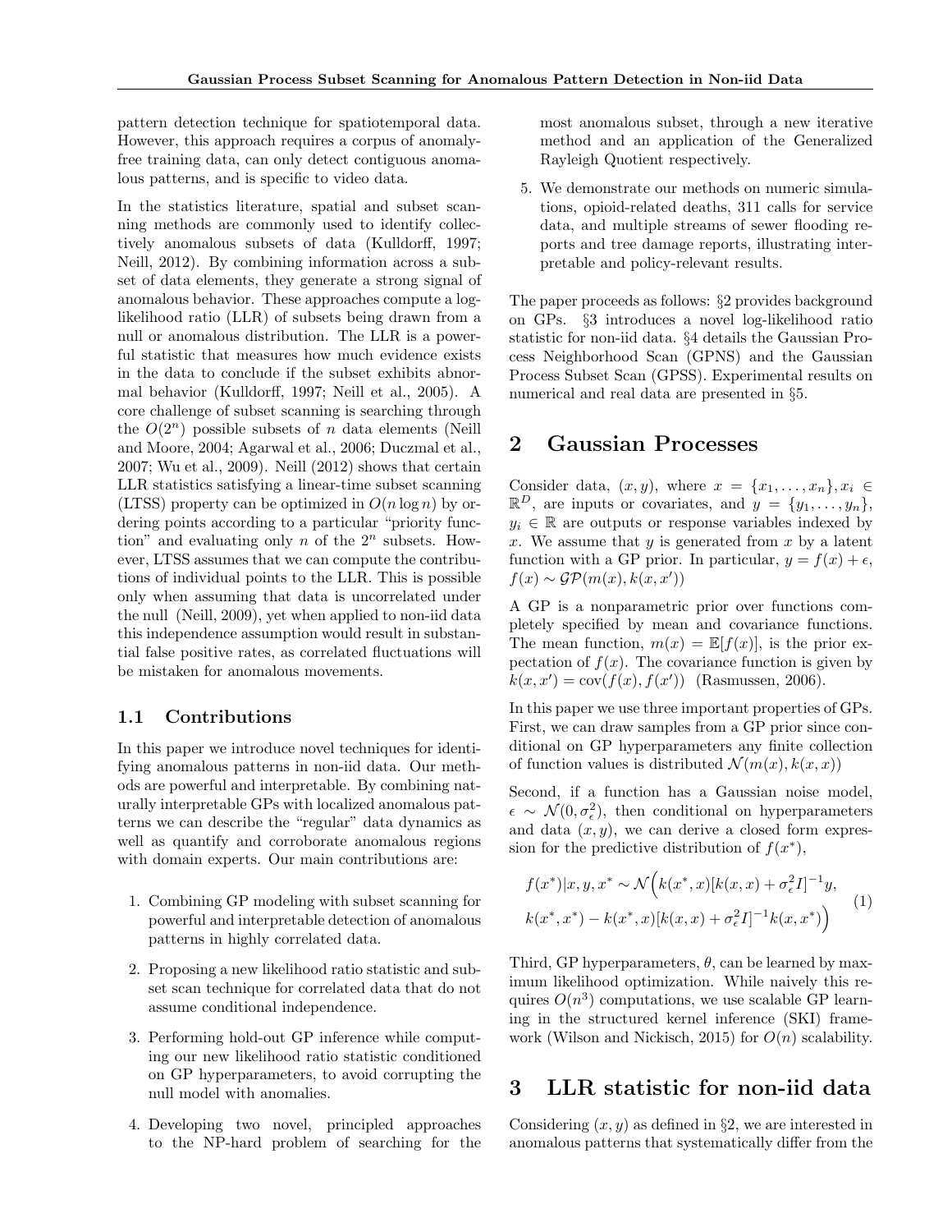pattern detection technique for spatiotemporal data. However, this approach requires a corpus of anomaly-free training data, can only detect contiguous anomalous patterns, and is specific to video data.

In the statistics literature, spatial and subset scanning methods are commonly used to identify collectively anomalous subsets of data (Kulldorff, 1997; Neill, 2012). By combining information across a subset of data elements, they generate a strong signal of anomalous behavior. These approaches compute a log-likelihood ratio (LLR) of subsets being drawn from a null or anomalous distribution. The LLR is a powerful statistic that measures how much evidence exists in the data to conclude if the subset exhibits abnormal behavior (Kulldorff, 1997; Neill et al., 2005). A core challenge of subset scanning is searching through the $O(2^n)$ possible subsets of $n$ data elements (Neill and Moore, 2004; Agarwal et al., 2006; Duczmal et al., 2007; Wu et al., 2009). Neill (2012) shows that certain LLR statistics satisfying a linear-time subset scanning (LTSS) property can be optimized in $O(n \log n)$ by ordering points according to a particular "priority function" and evaluating only $n$ of the $2^n$ subsets. However, LTSS assumes that we can compute the contributions of individual points to the LLR. This is possible only when assuming that data is uncorrelated under the null (Neill, 2009), yet when applied to non-iid data this independence assumption would result in substantial false positive rates, as correlated fluctuations will be mistaken for anomalous movements.

### 1.1 Contributions

In this paper we introduce novel techniques for identifying anomalous patterns in non-iid data. Our methods are powerful and interpretable. By combining naturally interpretable GPs with localized anomalous patterns we can describe the "regular" data dynamics as well as quantify and corroborate anomalous regions with domain experts. Our main contributions are:

1. Combining GP modeling with subset scanning for powerful and interpretable detection of anomalous patterns in highly correlated data.
2. Proposing a new likelihood ratio statistic and subset scan technique for correlated data that do not assume conditional independence.
3. Performing hold-out GP inference while computing our new likelihood ratio statistic conditioned on GP hyperparameters, to avoid corrupting the null model with anomalies.
4. Developing two novel, principled approaches to the NP-hard problem of searching for the most anomalous subset, through a new iterative method and an application of the Generalized Rayleigh Quotient respectively.
5. We demonstrate our methods on numeric simulations, opioid-related deaths, 311 calls for service data, and multiple streams of sewer flooding reports and tree damage reports, illustrating interpretable and policy-relevant results.

The paper proceeds as follows: §2 provides background on GPs. §3 introduces a novel log-likelihood ratio statistic for non-iid data. §4 details the Gaussian Process Neighborhood Scan (GPNS) and the Gaussian Process Subset Scan (GPSS). Experimental results on numerical and real data are presented in §5.

## 2 Gaussian Processes

Consider data, $(x, y)$, where $x = \{x_1, \dots, x_n\}, x_i \in \mathbb{R}^D$, are inputs or covariates, and $y = \{y_1, \dots, y_n\}$, $y_i \in \mathbb{R}$ are outputs or response variables indexed by $x$. We assume that $y$ is generated from $x$ by a latent function with a GP prior. In particular, $y = f(x) + \epsilon$, $f(x) \sim \mathcal{GP}(m(x), k(x, x'))$

A GP is a nonparametric prior over functions completely specified by mean and covariance functions. The mean function, $m(x) = \mathbb{E}[f(x)]$, is the prior expectation of $f(x)$. The covariance function is given by $k(x, x') = \text{cov}(f(x), f(x'))$ (Rasmussen, 2006).

In this paper we use three important properties of GPs. First, we can draw samples from a GP prior since conditional on GP hyperparameters any finite collection of function values is distributed $\mathcal{N}(m(x), k(x, x))$

Second, if a function has a Gaussian noise model, $\epsilon \sim \mathcal{N}(0, \sigma_\epsilon^2)$, then conditional on hyperparameters and data $(x, y)$, we can derive a closed form expression for the predictive distribution of $f(x^*)$,

$$
\begin{aligned}
f(x^*)|x, y, x^* \sim \mathcal{N}\Big(& k(x^*, x)[k(x, x) + \sigma_\epsilon^2 I]^{-1} y, \\
& k(x^*, x^*) - k(x^*, x)[k(x, x) + \sigma_\epsilon^2 I]^{-1} k(x, x^*)\Big)
\end{aligned}
\tag{1}
$$

Third, GP hyperparameters, $\theta$, can be learned by maximum likelihood optimization. While naively this requires $O(n^3)$ computations, we use scalable GP learning in the structured kernel inference (SKI) framework (Wilson and Nickisch, 2015) for $O(n)$ scalability.

## 3 LLR statistic for non-iid data

Considering $(x, y)$ as defined in §2, we are interested in anomalous patterns that systematically differ from the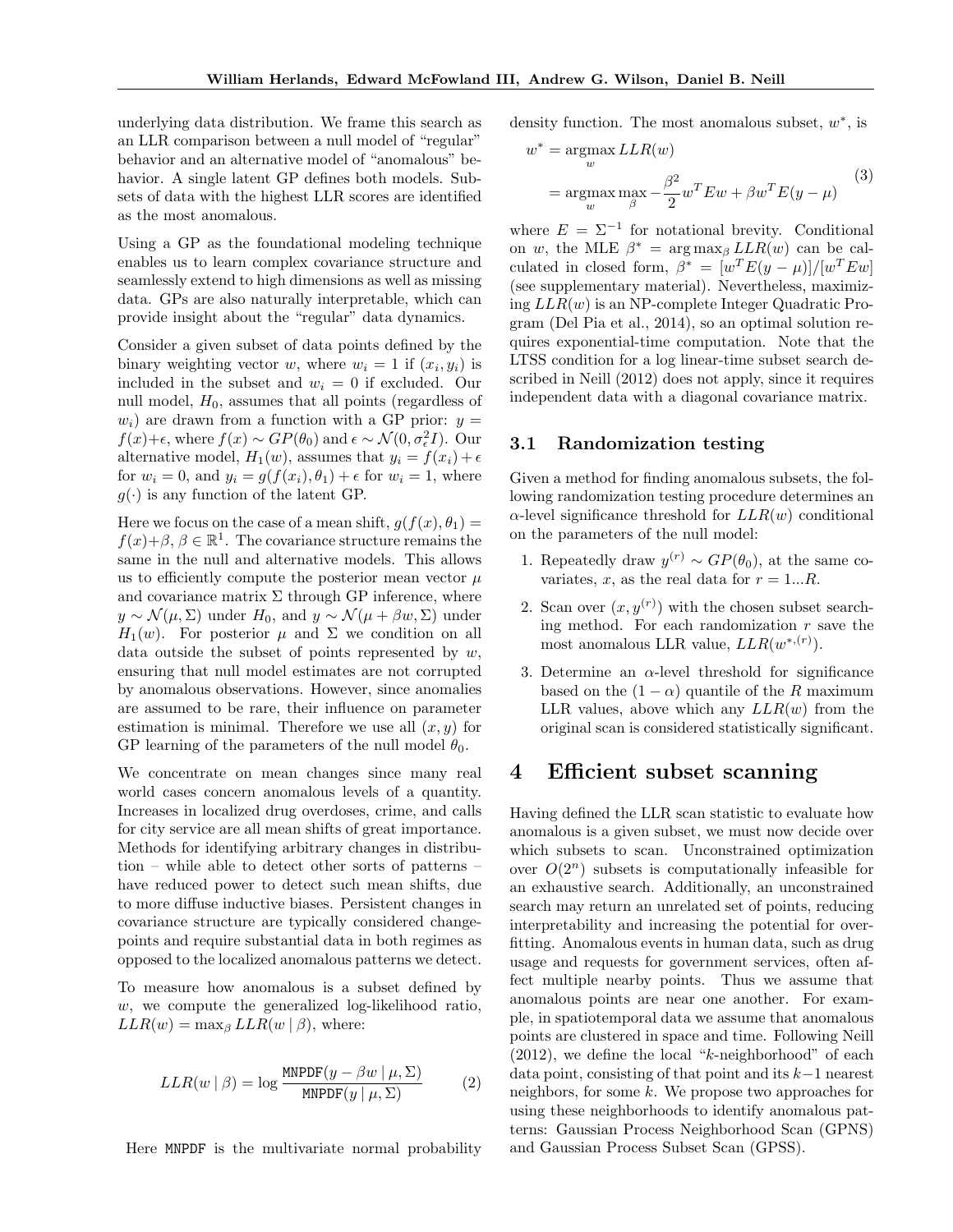underlying data distribution. We frame this search as an LLR comparison between a null model of "regular" behavior and an alternative model of "anomalous" behavior. A single latent GP defines both models. Subsets of data with the highest LLR scores are identified as the most anomalous.

Using a GP as the foundational modeling technique enables us to learn complex covariance structure and seamlessly extend to high dimensions as well as missing data. GPs are also naturally interpretable, which can provide insight about the "regular" data dynamics.

Consider a given subset of data points defined by the binary weighting vector $w$, where $w_i = 1$ if $(x_i, y_i)$ is included in the subset and $w_i = 0$ if excluded. Our null model, $H_0$, assumes that all points (regardless of $w_i$) are drawn from a function with a GP prior: $y = f(x)+\epsilon$, where $f(x) \sim GP(\theta_0)$ and $\epsilon \sim \mathcal{N}(0, \sigma_\epsilon^2 I)$. Our alternative model, $H_1(w)$, assumes that $y_i = f(x_i) + \epsilon$ for $w_i = 0$, and $y_i = g(f(x_i), \theta_1) + \epsilon$ for $w_i = 1$, where $g(\cdot)$ is any function of the latent GP.

Here we focus on the case of a mean shift, $g(f(x), \theta_1) = f(x)+\beta$, $\beta \in \mathbb{R}^1$. The covariance structure remains the same in the null and alternative models. This allows us to efficiently compute the posterior mean vector $\mu$ and covariance matrix $\Sigma$ through GP inference, where $y \sim \mathcal{N}(\mu, \Sigma)$ under $H_0$, and $y \sim \mathcal{N}(\mu + \beta w, \Sigma)$ under $H_1(w)$. For posterior $\mu$ and $\Sigma$ we condition on all data outside the subset of points represented by $w$, ensuring that null model estimates are not corrupted by anomalous observations. However, since anomalies are assumed to be rare, their influence on parameter estimation is minimal. Therefore we use all $(x, y)$ for GP learning of the parameters of the null model $\theta_0$.

We concentrate on mean changes since many real world cases concern anomalous levels of a quantity. Increases in localized drug overdoses, crime, and calls for city service are all mean shifts of great importance. Methods for identifying arbitrary changes in distribution – while able to detect other sorts of patterns – have reduced power to detect such mean shifts, due to more diffuse inductive biases. Persistent changes in covariance structure are typically considered changepoints and require substantial data in both regimes as opposed to the localized anomalous patterns we detect.

To measure how anomalous is a subset defined by $w$, we compute the generalized log-likelihood ratio, $LLR(w) = \max_\beta LLR(w \mid \beta)$, where:

$$LLR(w \mid \beta) = \log \frac{\texttt{MNPDF}(y - \beta w \mid \mu, \Sigma)}{\texttt{MNPDF}(y \mid \mu, \Sigma)} \quad (2)$$

Here MNPDF is the multivariate normal probability density function. The most anomalous subset, $w^*$, is

$$\begin{aligned} w^* &= \underset{w}{\operatorname{argmax}}\, LLR(w) \\ &= \underset{w}{\operatorname{argmax}} \max_\beta -\frac{\beta^2}{2} w^T E w + \beta w^T E(y - \mu) \end{aligned} \quad (3)$$

where $E = \Sigma^{-1}$ for notational brevity. Conditional on $w$, the MLE $\beta^* = \arg\max_\beta LLR(w)$ can be calculated in closed form, $\beta^* = [w^T E(y - \mu)]/[w^T E w]$ (see supplementary material). Nevertheless, maximizing $LLR(w)$ is an NP-complete Integer Quadratic Program (Del Pia et al., 2014), so an optimal solution requires exponential-time computation. Note that the LTSS condition for a log linear-time subset search described in Neill (2012) does not apply, since it requires independent data with a diagonal covariance matrix.

### 3.1 Randomization testing

Given a method for finding anomalous subsets, the following randomization testing procedure determines an $\alpha$-level significance threshold for $LLR(w)$ conditional on the parameters of the null model:

1. Repeatedly draw $y^{(r)} \sim GP(\theta_0)$, at the same covariates, $x$, as the real data for $r = 1...R$.
2. Scan over $(x, y^{(r)})$ with the chosen subset searching method. For each randomization $r$ save the most anomalous LLR value, $LLR(w^{*,(r)})$.
3. Determine an $\alpha$-level threshold for significance based on the $(1 - \alpha)$ quantile of the $R$ maximum LLR values, above which any $LLR(w)$ from the original scan is considered statistically significant.

## 4 Efficient subset scanning

Having defined the LLR scan statistic to evaluate how anomalous is a given subset, we must now decide over which subsets to scan. Unconstrained optimization over $O(2^n)$ subsets is computationally infeasible for an exhaustive search. Additionally, an unconstrained search may return an unrelated set of points, reducing interpretability and increasing the potential for overfitting. Anomalous events in human data, such as drug usage and requests for government services, often affect multiple nearby points. Thus we assume that anomalous points are near one another. For example, in spatiotemporal data we assume that anomalous points are clustered in space and time. Following Neill (2012), we define the local "$k$-neighborhood" of each data point, consisting of that point and its $k-1$ nearest neighbors, for some $k$. We propose two approaches for using these neighborhoods to identify anomalous patterns: Gaussian Process Neighborhood Scan (GPNS) and Gaussian Process Subset Scan (GPSS).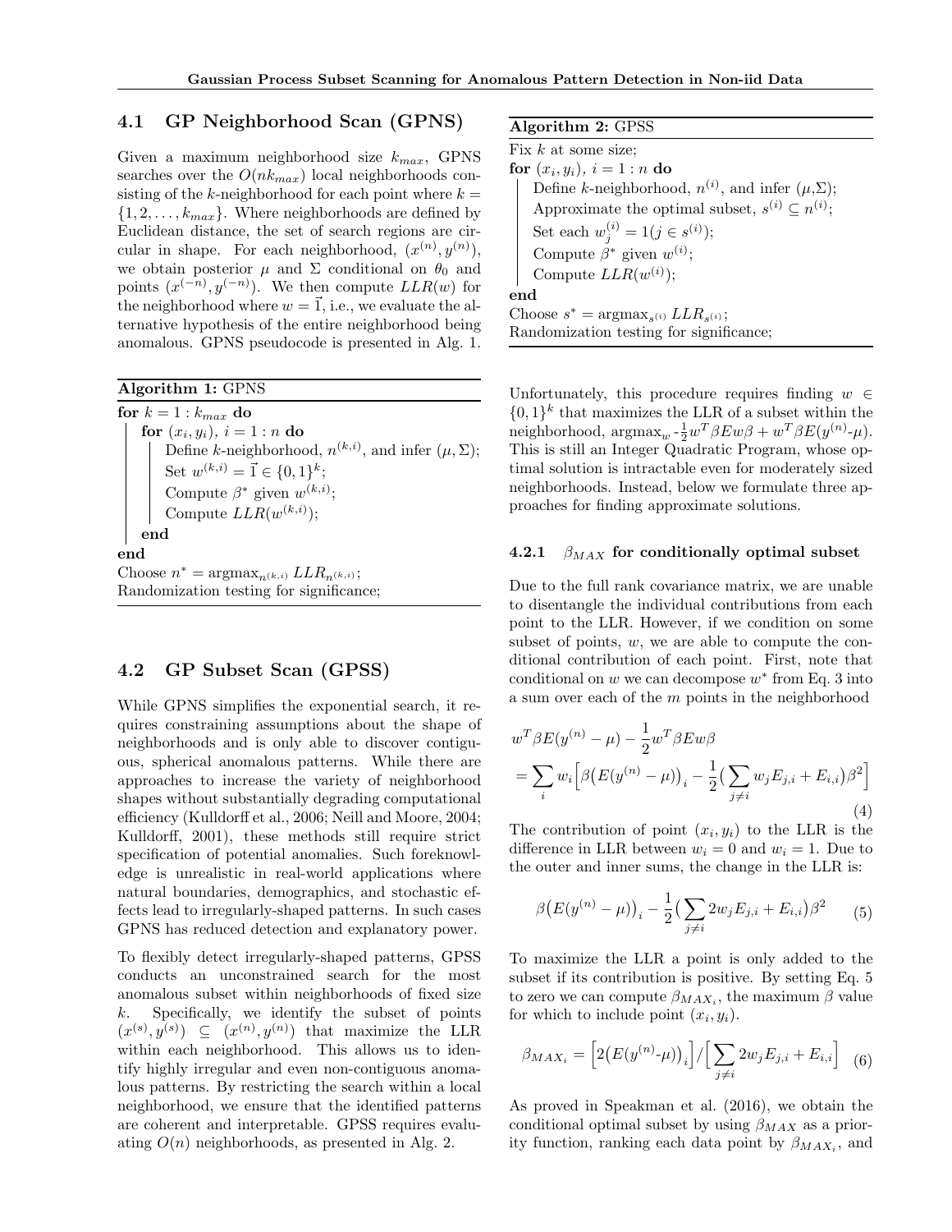### 4.1 GP Neighborhood Scan (GPNS)

Given a maximum neighborhood size $k_{max}$, GPNS searches over the $O(nk_{max})$ local neighborhoods consisting of the $k$-neighborhood for each point where $k = \{1, 2, \ldots, k_{max}\}$. Where neighborhoods are defined by Euclidean distance, the set of search regions are circular in shape. For each neighborhood, $(x^{(n)}, y^{(n)})$, we obtain posterior $\mu$ and $\Sigma$ conditional on $\theta_0$ and points $(x^{(-n)}, y^{(-n)})$. We then compute $LLR(w)$ for the neighborhood where $w = \vec{1}$, i.e., we evaluate the alternative hypothesis of the entire neighborhood being anomalous. GPNS pseudocode is presented in Alg. 1.

**Algorithm 1:** GPNS

```
for k = 1 : k_max do
    for (x_i, y_i), i = 1 : n do
        Define k-neighborhood, n^(k,i), and infer (μ, Σ);
        Set w^(k,i) = 1⃗ ∈ {0,1}^k;
        Compute β* given w^(k,i);
        Compute LLR(w^(k,i));
    end
end
Choose n* = argmax_{n^(k,i)} LLR_{n^(k,i)};
Randomization testing for significance;
```

### 4.2 GP Subset Scan (GPSS)

While GPNS simplifies the exponential search, it requires constraining assumptions about the shape of neighborhoods and is only able to discover contiguous, spherical anomalous patterns. While there are approaches to increase the variety of neighborhood shapes without substantially degrading computational efficiency (Kulldorff et al., 2006; Neill and Moore, 2004; Kulldorff, 2001), these methods still require strict specification of potential anomalies. Such foreknowledge is unrealistic in real-world applications where natural boundaries, demographics, and stochastic effects lead to irregularly-shaped patterns. In such cases GPNS has reduced detection and explanatory power.

To flexibly detect irregularly-shaped patterns, GPSS conducts an unconstrained search for the most anomalous subset within neighborhoods of fixed size $k$. Specifically, we identify the subset of points $(x^{(s)}, y^{(s)}) \subseteq (x^{(n)}, y^{(n)})$ that maximize the LLR within each neighborhood. This allows us to identify highly irregular and even non-contiguous anomalous patterns. By restricting the search within a local neighborhood, we ensure that the identified patterns are coherent and interpretable. GPSS requires evaluating $O(n)$ neighborhoods, as presented in Alg. 2.

**Algorithm 2:** GPSS

```
Fix k at some size;
for (x_i, y_i), i = 1 : n do
    Define k-neighborhood, n^(i), and infer (μ,Σ);
    Approximate the optimal subset, s^(i) ⊆ n^(i);
    Set each w_j^(i) = 1(j ∈ s^(i));
    Compute β* given w^(i);
    Compute LLR(w^(i));
end
Choose s* = argmax_{s^(i)} LLR_{s^(i)};
Randomization testing for significance;
```

Unfortunately, this procedure requires finding $w \in \{0,1\}^k$ that maximizes the LLR of a subset within the neighborhood, $\text{argmax}_w \text{-}\frac{1}{2}w^T\beta E w\beta + w^T\beta E(y^{(n)}\text{-}\mu)$. This is still an Integer Quadratic Program, whose optimal solution is intractable even for moderately sized neighborhoods. Instead, below we formulate three approaches for finding approximate solutions.

#### 4.2.1 $\beta_{MAX}$ for conditionally optimal subset

Due to the full rank covariance matrix, we are unable to disentangle the individual contributions from each point to the LLR. However, if we condition on some subset of points, $w$, we are able to compute the conditional contribution of each point. First, note that conditional on $w$ we can decompose $w^*$ from Eq. 3 into a sum over each of the $m$ points in the neighborhood

$$w^T\beta E(y^{(n)} - \mu) - \frac{1}{2}w^T\beta E w\beta$$
$$= \sum_i w_i \Big[\beta\big(E(y^{(n)} - \mu)\big)_i - \frac{1}{2}\big(\sum_{j \neq i} w_j E_{j,i} + E_{i,i}\big)\beta^2\Big] \tag{4}$$

The contribution of point $(x_i, y_i)$ to the LLR is the difference in LLR between $w_i = 0$ and $w_i = 1$. Due to the outer and inner sums, the change in the LLR is:

$$\beta\big(E(y^{(n)} - \mu)\big)_i - \frac{1}{2}\big(\sum_{j \neq i} 2w_j E_{j,i} + E_{i,i}\big)\beta^2 \tag{5}$$

To maximize the LLR a point is only added to the subset if its contribution is positive. By setting Eq. 5 to zero we can compute $\beta_{MAX_i}$, the maximum $\beta$ value for which to include point $(x_i, y_i)$.

$$\beta_{MAX_i} = \Big[2\big(E(y^{(n)}\text{-}\mu)\big)_i\Big] / \Big[\sum_{j \neq i} 2w_j E_{j,i} + E_{i,i}\Big] \tag{6}$$

As proved in Speakman et al. (2016), we obtain the conditional optimal subset by using $\beta_{MAX}$ as a priority function, ranking each data point by $\beta_{MAX_i}$, and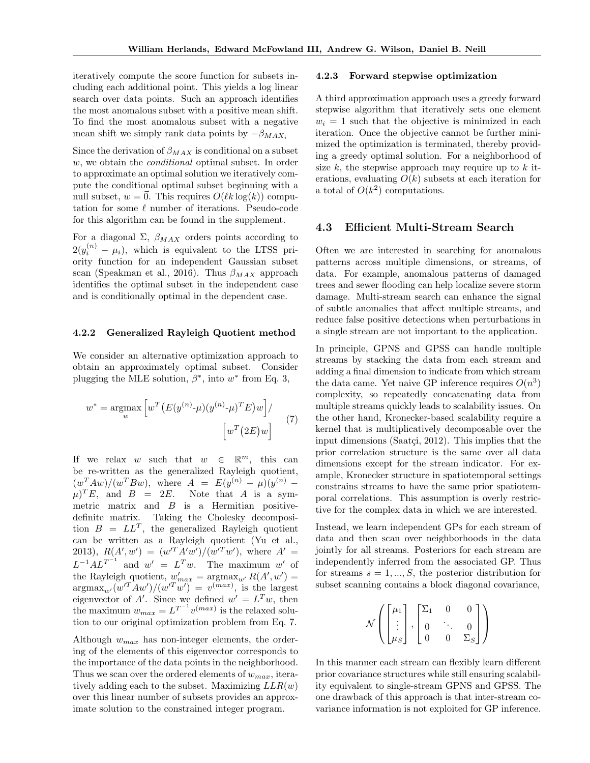iteratively compute the score function for subsets including each additional point. This yields a log linear search over data points. Such an approach identifies the most anomalous subset with a positive mean shift. To find the most anomalous subset with a negative mean shift we simply rank data points by $-\beta_{MAX_i}$

Since the derivation of $\beta_{MAX}$ is conditional on a subset $w$, we obtain the *conditional* optimal subset. In order to approximate an optimal solution we iteratively compute the conditional optimal subset beginning with a null subset, $w = \vec{0}$. This requires $O(\ell k \log(k))$ computation for some $\ell$ number of iterations. Pseudo-code for this algorithm can be found in the supplement.

For a diagonal $\Sigma$, $\beta_{MAX}$ orders points according to $2(y_i^{(n)} - \mu_i)$, which is equivalent to the LTSS priority function for an independent Gaussian subset scan (Speakman et al., 2016). Thus $\beta_{MAX}$ approach identifies the optimal subset in the independent case and is conditionally optimal in the dependent case.

#### 4.2.2 Generalized Rayleigh Quotient method

We consider an alternative optimization approach to obtain an approximately optimal subset. Consider plugging the MLE solution, $\beta^*$, into $w^*$ from Eq. 3,

$$w^* = \underset{w}{\operatorname{argmax}} \Big[ w^T \big( E(y^{(n)}\text{-}\mu)(y^{(n)}\text{-}\mu)^T E \big) w \Big] / \Big[ w^T \big( 2E \big) w \Big] \tag{7}$$

If we relax $w$ such that $w \in \mathbb{R}^m$, this can be re-written as the generalized Rayleigh quotient, $(w^T A w)/(w^T B w)$, where $A = E(y^{(n)} - \mu)(y^{(n)} - \mu)^T E$, and $B = 2E$. Note that $A$ is a symmetric matrix and $B$ is a Hermitian positive-definite matrix. Taking the Cholesky decomposition $B = LL^T$, the generalized Rayleigh quotient can be written as a Rayleigh quotient (Yu et al., 2013), $R(A', w') = (w'^T A' w')/(w'^T w')$, where $A' = L^{-1} A L^{T^{-1}}$ and $w' = L^T w$. The maximum $w'$ of the Rayleigh quotient, $w'_{max} = \operatorname{argmax}_{w'} R(A', w') = \operatorname{argmax}_{w'} (w'^T A w')/(w'^T w') = v^{(max)}$, is the largest eigenvector of $A'$. Since we defined $w' = L^T w$, then the maximum $w_{max} = L^{T^{-1}} v^{(max)}$ is the relaxed solution to our original optimization problem from Eq. 7.

Although $w_{max}$ has non-integer elements, the ordering of the elements of this eigenvector corresponds to the importance of the data points in the neighborhood. Thus we scan over the ordered elements of $w_{max}$, iteratively adding each to the subset. Maximizing $LLR(w)$ over this linear number of subsets provides an approximate solution to the constrained integer program.

#### 4.2.3 Forward stepwise optimization

A third approximation approach uses a greedy forward stepwise algorithm that iteratively sets one element $w_i = 1$ such that the objective is minimized in each iteration. Once the objective cannot be further minimized the optimization is terminated, thereby providing a greedy optimal solution. For a neighborhood of size $k$, the stepwise approach may require up to $k$ iterations, evaluating $O(k)$ subsets at each iteration for a total of $O(k^2)$ computations.

## 4.3 Efficient Multi-Stream Search

Often we are interested in searching for anomalous patterns across multiple dimensions, or streams, of data. For example, anomalous patterns of damaged trees and sewer flooding can help localize severe storm damage. Multi-stream search can enhance the signal of subtle anomalies that affect multiple streams, and reduce false positive detections when perturbations in a single stream are not important to the application.

In principle, GPNS and GPSS can handle multiple streams by stacking the data from each stream and adding a final dimension to indicate from which stream the data came. Yet naive GP inference requires $O(n^3)$ complexity, so repeatedly concatenating data from multiple streams quickly leads to scalability issues. On the other hand, Kronecker-based scalability require a kernel that is multiplicatively decomposable over the input dimensions (Saatçi, 2012). This implies that the prior correlation structure is the same over all data dimensions except for the stream indicator. For example, Kronecker structure in spatiotemporal settings constrains streams to have the same prior spatiotemporal correlations. This assumption is overly restrictive for the complex data in which we are interested.

Instead, we learn independent GPs for each stream of data and then scan over neighborhoods in the data jointly for all streams. Posteriors for each stream are independently inferred from the associated GP. Thus for streams $s = 1, ..., S$, the posterior distribution for subset scanning contains a block diagonal covariance,

$$\mathcal{N}\left( \begin{bmatrix} \mu_1 \\ \vdots \\ \mu_S \end{bmatrix}, \begin{bmatrix} \Sigma_1 & 0 & 0 \\ 0 & \ddots & 0 \\ 0 & 0 & \Sigma_S \end{bmatrix} \right)$$

In this manner each stream can flexibly learn different prior covariance structures while still ensuring scalability equivalent to single-stream GPNS and GPSS. The one drawback of this approach is that inter-stream covariance information is not exploited for GP inference.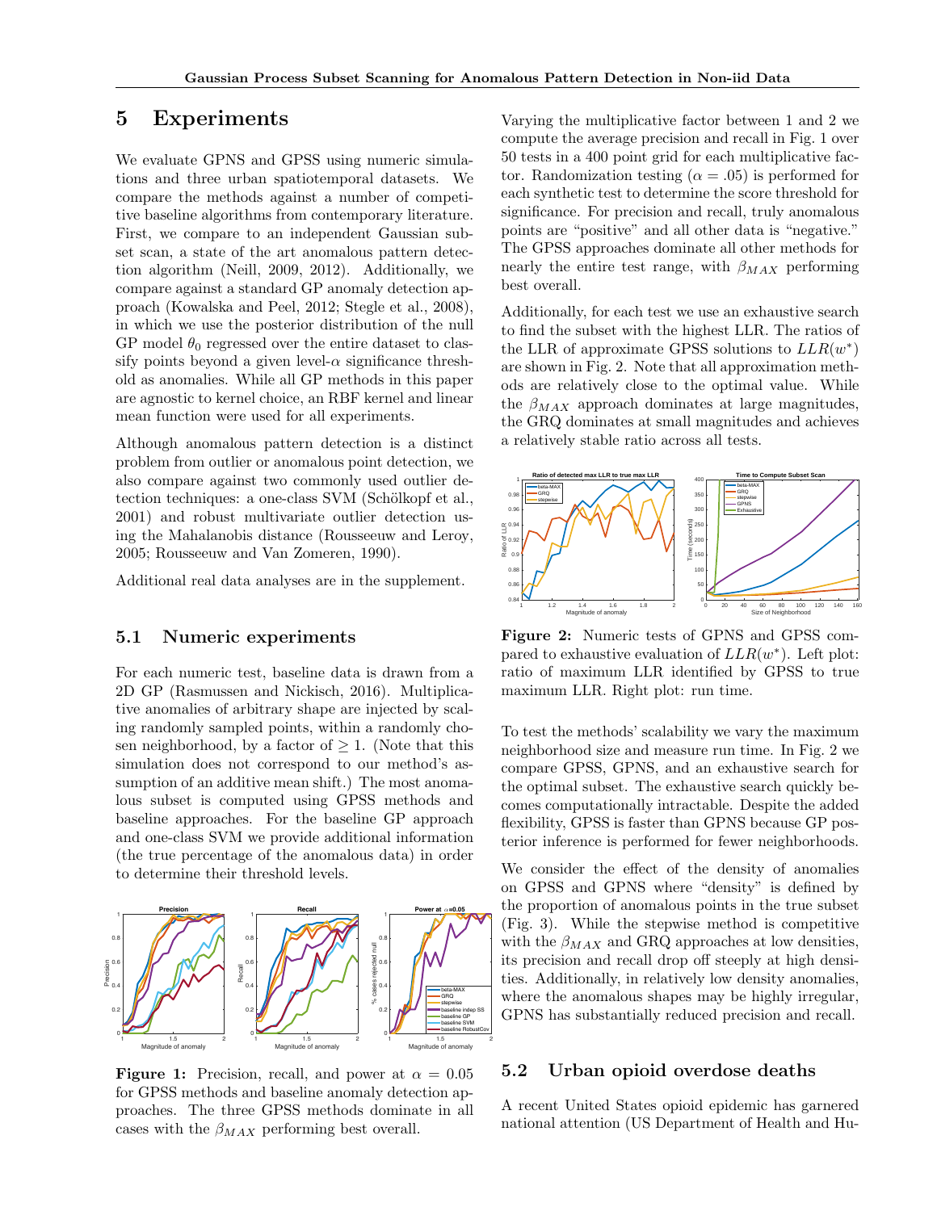## 5 Experiments

We evaluate GPNS and GPSS using numeric simulations and three urban spatiotemporal datasets. We compare the methods against a number of competitive baseline algorithms from contemporary literature. First, we compare to an independent Gaussian subset scan, a state of the art anomalous pattern detection algorithm (Neill, 2009, 2012). Additionally, we compare against a standard GP anomaly detection approach (Kowalska and Peel, 2012; Stegle et al., 2008), in which we use the posterior distribution of the null GP model $\theta_0$ regressed over the entire dataset to classify points beyond a given level-$\alpha$ significance threshold as anomalies. While all GP methods in this paper are agnostic to kernel choice, an RBF kernel and linear mean function were used for all experiments.

Although anomalous pattern detection is a distinct problem from outlier or anomalous point detection, we also compare against two commonly used outlier detection techniques: a one-class SVM (Schölkopf et al., 2001) and robust multivariate outlier detection using the Mahalanobis distance (Rousseeuw and Leroy, 2005; Rousseeuw and Van Zomeren, 1990).

Additional real data analyses are in the supplement.

### 5.1 Numeric experiments

For each numeric test, baseline data is drawn from a 2D GP (Rasmussen and Nickisch, 2016). Multiplicative anomalies of arbitrary shape are injected by scaling randomly sampled points, within a randomly chosen neighborhood, by a factor of $\geq 1$. (Note that this simulation does not correspond to our method's assumption of an additive mean shift.) The most anomalous subset is computed using GPSS methods and baseline approaches. For the baseline GP approach and one-class SVM we provide additional information (the true percentage of the anomalous data) in order to determine their threshold levels.

**Figure 1:** Precision, recall, and power at $\alpha = 0.05$ for GPSS methods and baseline anomaly detection approaches. The three GPSS methods dominate in all cases with the $\beta_{MAX}$ performing best overall.

Varying the multiplicative factor between 1 and 2 we compute the average precision and recall in Fig. 1 over 50 tests in a 400 point grid for each multiplicative factor. Randomization testing ($\alpha = .05$) is performed for each synthetic test to determine the score threshold for significance. For precision and recall, truly anomalous points are "positive" and all other data is "negative." The GPSS approaches dominate all other methods for nearly the entire test range, with $\beta_{MAX}$ performing best overall.

Additionally, for each test we use an exhaustive search to find the subset with the highest LLR. The ratios of the LLR of approximate GPSS solutions to $LLR(w^*)$ are shown in Fig. 2. Note that all approximation methods are relatively close to the optimal value. While the $\beta_{MAX}$ approach dominates at large magnitudes, the GRQ dominates at small magnitudes and achieves a relatively stable ratio across all tests.

**Figure 2:** Numeric tests of GPNS and GPSS compared to exhaustive evaluation of $LLR(w^*)$. Left plot: ratio of maximum LLR identified by GPSS to true maximum LLR. Right plot: run time.

To test the methods' scalability we vary the maximum neighborhood size and measure run time. In Fig. 2 we compare GPSS, GPNS, and an exhaustive search for the optimal subset. The exhaustive search quickly becomes computationally intractable. Despite the added flexibility, GPSS is faster than GPNS because GP posterior inference is performed for fewer neighborhoods.

We consider the effect of the density of anomalies on GPSS and GPNS where "density" is defined by the proportion of anomalous points in the true subset (Fig. 3). While the stepwise method is competitive with the $\beta_{MAX}$ and GRQ approaches at low densities, its precision and recall drop off steeply at high densities. Additionally, in relatively low density anomalies, where the anomalous shapes may be highly irregular, GPNS has substantially reduced precision and recall.

### 5.2 Urban opioid overdose deaths

A recent United States opioid epidemic has garnered national attention (US Department of Health and Hu-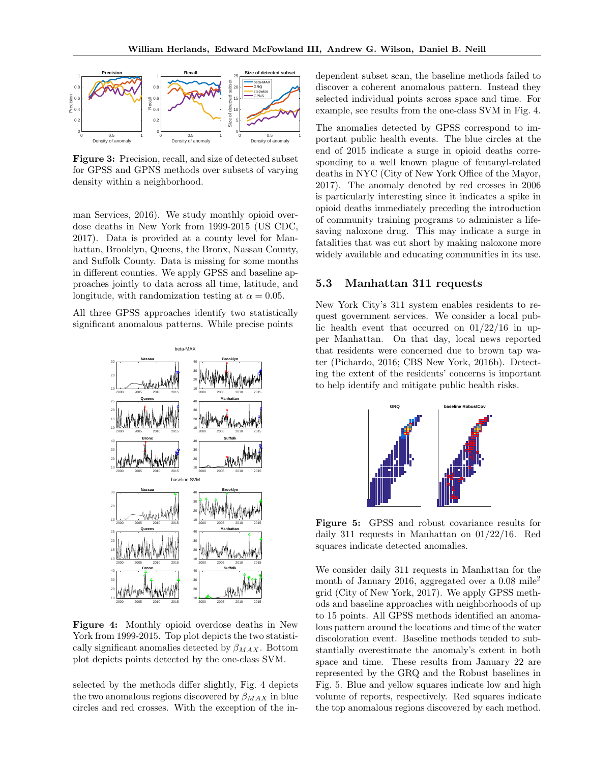**Figure 3:** Precision, recall, and size of detected subset for GPSS and GPNS methods over subsets of varying density within a neighborhood.

man Services, 2016). We study monthly opioid overdose deaths in New York from 1999-2015 (US CDC, 2017). Data is provided at a county level for Manhattan, Brooklyn, Queens, the Bronx, Nassau County, and Suffolk County. Data is missing for some months in different counties. We apply GPSS and baseline approaches jointly to data across all time, latitude, and longitude, with randomization testing at $\alpha = 0.05$.

All three GPSS approaches identify two statistically significant anomalous patterns. While precise points selected by the methods differ slightly, Fig. 4 depicts the two anomalous regions discovered by $\beta_{MAX}$ in blue circles and red crosses. With the exception of the independent subset scan, the baseline methods failed to discover a coherent anomalous pattern. Instead they selected individual points across space and time. For example, see results from the one-class SVM in Fig. 4.

**Figure 4:** Monthly opioid overdose deaths in New York from 1999-2015. Top plot depicts the two statistically significant anomalies detected by $\beta_{MAX}$. Bottom plot depicts points detected by the one-class SVM.

The anomalies detected by GPSS correspond to important public health events. The blue circles at the end of 2015 indicate a surge in opioid deaths corresponding to a well known plague of fentanyl-related deaths in NYC (City of New York Office of the Mayor, 2017). The anomaly denoted by red crosses in 2006 is particularly interesting since it indicates a spike in opioid deaths immediately preceding the introduction of community training programs to administer a life-saving naloxone drug. This may indicate a surge in fatalities that was cut short by making naloxone more widely available and educating communities in its use.

## 5.3 Manhattan 311 requests

New York City's 311 system enables residents to request government services. We consider a local public health event that occurred on 01/22/16 in upper Manhattan. On that day, local news reported that residents were concerned due to brown tap water (Pichardo, 2016; CBS New York, 2016b). Detecting the extent of the residents' concerns is important to help identify and mitigate public health risks.

**Figure 5:** GPSS and robust covariance results for daily 311 requests in Manhattan on 01/22/16. Red squares indicate detected anomalies.

We consider daily 311 requests in Manhattan for the month of January 2016, aggregated over a 0.08 mile$^2$ grid (City of New York, 2017). We apply GPSS methods and baseline approaches with neighborhoods of up to 15 points. All GPSS methods identified an anomalous pattern around the locations and time of the water discoloration event. Baseline methods tended to substantially overestimate the anomaly's extent in both space and time. These results from January 22 are represented by the GRQ and the Robust baselines in Fig. 5. Blue and yellow squares indicate low and high volume of reports, respectively. Red squares indicate the top anomalous regions discovered by each method.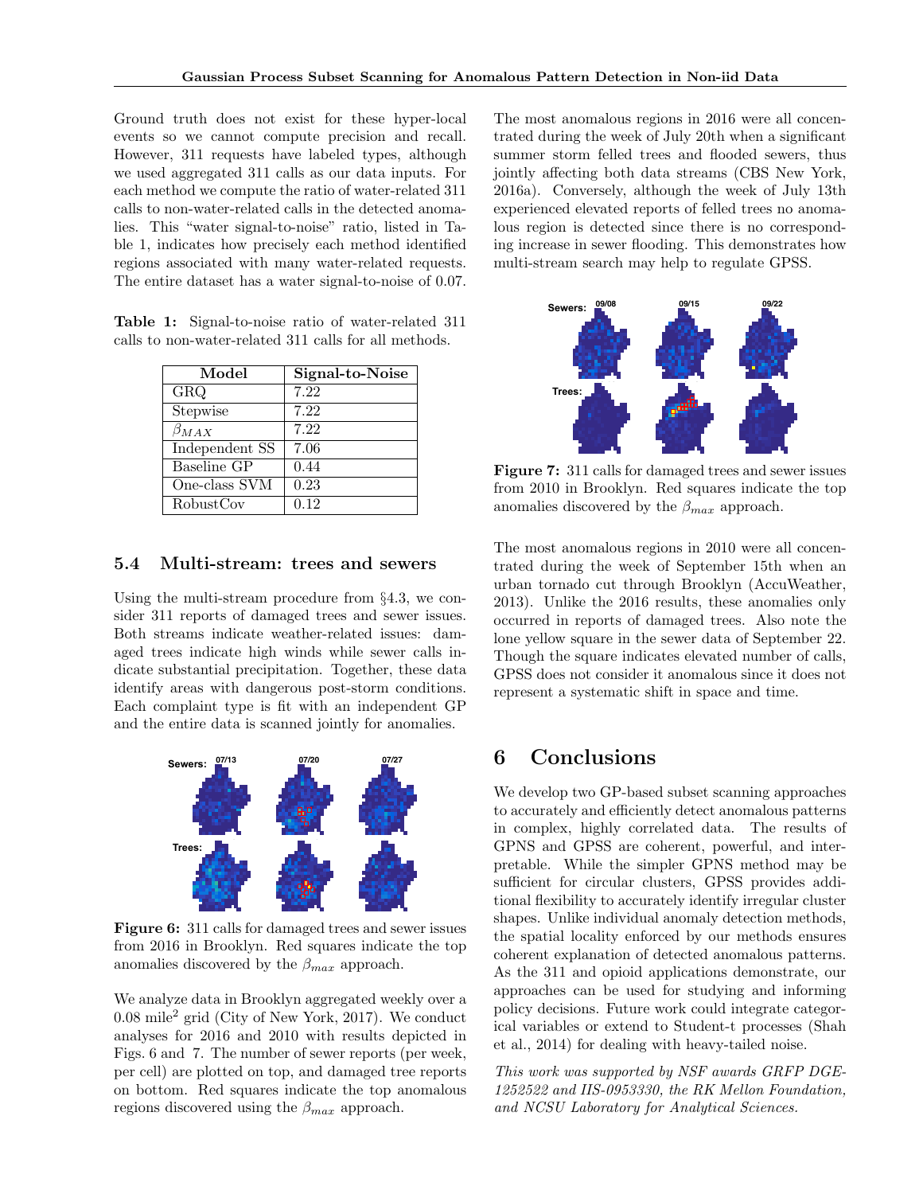Ground truth does not exist for these hyper-local events so we cannot compute precision and recall. However, 311 requests have labeled types, although we used aggregated 311 calls as our data inputs. For each method we compute the ratio of water-related 311 calls to non-water-related calls in the detected anomalies. This "water signal-to-noise" ratio, listed in Table 1, indicates how precisely each method identified regions associated with many water-related requests. The entire dataset has a water signal-to-noise of 0.07.

**Table 1:** Signal-to-noise ratio of water-related 311 calls to non-water-related 311 calls for all methods.

| Model | Signal-to-Noise |
|---|---|
| GRQ | 7.22 |
| Stepwise | 7.22 |
| $\beta_{MAX}$ | 7.22 |
| Independent SS | 7.06 |
| Baseline GP | 0.44 |
| One-class SVM | 0.23 |
| RobustCov | 0.12 |

### 5.4 Multi-stream: trees and sewers

Using the multi-stream procedure from §4.3, we consider 311 reports of damaged trees and sewer issues. Both streams indicate weather-related issues: damaged trees indicate high winds while sewer calls indicate substantial precipitation. Together, these data identify areas with dangerous post-storm conditions. Each complaint type is fit with an independent GP and the entire data is scanned jointly for anomalies.

**Figure 6:** 311 calls for damaged trees and sewer issues from 2016 in Brooklyn. Red squares indicate the top anomalies discovered by the $\beta_{max}$ approach.

We analyze data in Brooklyn aggregated weekly over a 0.08 mile$^2$ grid (City of New York, 2017). We conduct analyses for 2016 and 2010 with results depicted in Figs. 6 and 7. The number of sewer reports (per week, per cell) are plotted on top, and damaged tree reports on bottom. Red squares indicate the top anomalous regions discovered using the $\beta_{max}$ approach.

The most anomalous regions in 2016 were all concentrated during the week of July 20th when a significant summer storm felled trees and flooded sewers, thus jointly affecting both data streams (CBS New York, 2016a). Conversely, although the week of July 13th experienced elevated reports of felled trees no anomalous region is detected since there is no corresponding increase in sewer flooding. This demonstrates how multi-stream search may help to regulate GPSS.

**Figure 7:** 311 calls for damaged trees and sewer issues from 2010 in Brooklyn. Red squares indicate the top anomalies discovered by the $\beta_{max}$ approach.

The most anomalous regions in 2010 were all concentrated during the week of September 15th when an urban tornado cut through Brooklyn (AccuWeather, 2013). Unlike the 2016 results, these anomalies only occurred in reports of damaged trees. Also note the lone yellow square in the sewer data of September 22. Though the square indicates elevated number of calls, GPSS does not consider it anomalous since it does not represent a systematic shift in space and time.

## 6 Conclusions

We develop two GP-based subset scanning approaches to accurately and efficiently detect anomalous patterns in complex, highly correlated data. The results of GPNS and GPSS are coherent, powerful, and interpretable. While the simpler GPNS method may be sufficient for circular clusters, GPSS provides additional flexibility to accurately identify irregular cluster shapes. Unlike individual anomaly detection methods, the spatial locality enforced by our methods ensures coherent explanation of detected anomalous patterns. As the 311 and opioid applications demonstrate, our approaches can be used for studying and informing policy decisions. Future work could integrate categorical variables or extend to Student-t processes (Shah et al., 2014) for dealing with heavy-tailed noise.

*This work was supported by NSF awards GRFP DGE-1252522 and IIS-0953330, the RK Mellon Foundation, and NCSU Laboratory for Analytical Sciences.*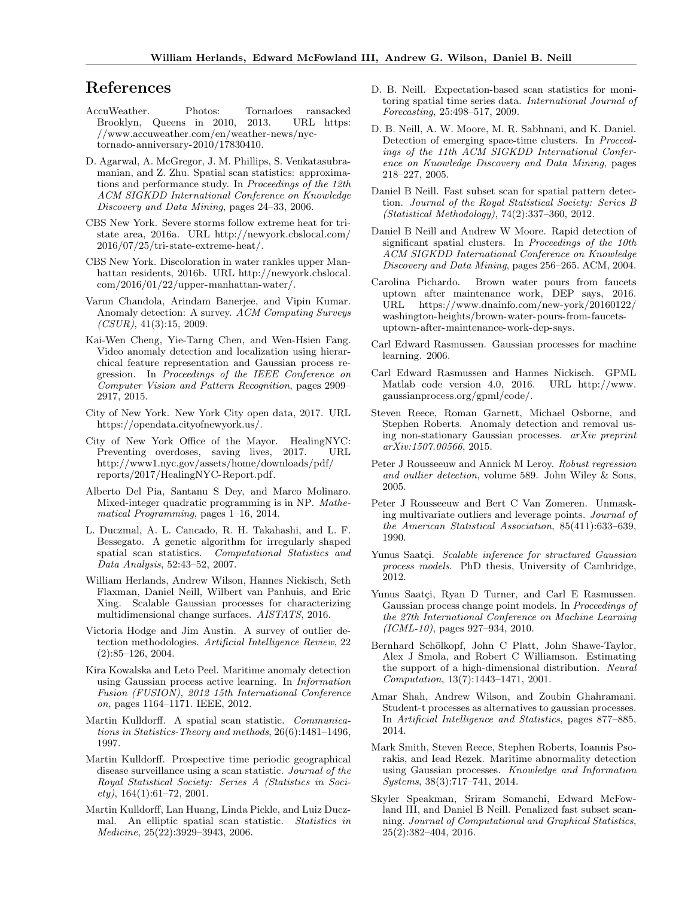# References

AccuWeather. Photos: Tornadoes ransacked Brooklyn, Queens in 2010, 2013. URL https://www.accuweather.com/en/weather-news/nyc-tornado-anniversary-2010/17830410.

D. Agarwal, A. McGregor, J. M. Phillips, S. Venkatasubramanian, and Z. Zhu. Spatial scan statistics: approximations and performance study. In *Proceedings of the 12th ACM SIGKDD International Conference on Knowledge Discovery and Data Mining*, pages 24–33, 2006.

CBS New York. Severe storms follow extreme heat for tri-state area, 2016a. URL http://newyork.cbslocal.com/2016/07/25/tri-state-extreme-heat/.

CBS New York. Discoloration in water rankles upper Manhattan residents, 2016b. URL http://newyork.cbslocal.com/2016/01/22/upper-manhattan-water/.

Varun Chandola, Arindam Banerjee, and Vipin Kumar. Anomaly detection: A survey. *ACM Computing Surveys (CSUR)*, 41(3):15, 2009.

Kai-Wen Cheng, Yie-Tarng Chen, and Wen-Hsien Fang. Video anomaly detection and localization using hierarchical feature representation and Gaussian process regression. In *Proceedings of the IEEE Conference on Computer Vision and Pattern Recognition*, pages 2909–2917, 2015.

City of New York. New York City open data, 2017. URL https://opendata.cityofnewyork.us/.

City of New York Office of the Mayor. HealingNYC: Preventing overdoses, saving lives, 2017. URL http://www1.nyc.gov/assets/home/downloads/pdf/reports/2017/HealingNYC-Report.pdf.

Alberto Del Pia, Santanu S Dey, and Marco Molinaro. Mixed-integer quadratic programming is in NP. *Mathematical Programming*, pages 1–16, 2014.

L. Duczmal, A. L. Cancado, R. H. Takahashi, and L. F. Bessegato. A genetic algorithm for irregularly shaped spatial scan statistics. *Computational Statistics and Data Analysis*, 52:43–52, 2007.

William Herlands, Andrew Wilson, Hannes Nickisch, Seth Flaxman, Daniel Neill, Wilbert van Panhuis, and Eric Xing. Scalable Gaussian processes for characterizing multidimensional change surfaces. *AISTATS*, 2016.

Victoria Hodge and Jim Austin. A survey of outlier detection methodologies. *Artificial Intelligence Review*, 22 (2):85–126, 2004.

Kira Kowalska and Leto Peel. Maritime anomaly detection using Gaussian process active learning. In *Information Fusion (FUSION), 2012 15th International Conference on*, pages 1164–1171. IEEE, 2012.

Martin Kulldorff. A spatial scan statistic. *Communications in Statistics-Theory and methods*, 26(6):1481–1496, 1997.

Martin Kulldorff. Prospective time periodic geographical disease surveillance using a scan statistic. *Journal of the Royal Statistical Society: Series A (Statistics in Society)*, 164(1):61–72, 2001.

Martin Kulldorff, Lan Huang, Linda Pickle, and Luiz Duczmal. An elliptic spatial scan statistic. *Statistics in Medicine*, 25(22):3929–3943, 2006.

D. B. Neill. Expectation-based scan statistics for monitoring spatial time series data. *International Journal of Forecasting*, 25:498–517, 2009.

D. B. Neill, A. W. Moore, M. R. Sabhnani, and K. Daniel. Detection of emerging space-time clusters. In *Proceedings of the 11th ACM SIGKDD International Conference on Knowledge Discovery and Data Mining*, pages 218–227, 2005.

Daniel B Neill. Fast subset scan for spatial pattern detection. *Journal of the Royal Statistical Society: Series B (Statistical Methodology)*, 74(2):337–360, 2012.

Daniel B Neill and Andrew W Moore. Rapid detection of significant spatial clusters. In *Proceedings of the 10th ACM SIGKDD International Conference on Knowledge Discovery and Data Mining*, pages 256–265. ACM, 2004.

Carolina Pichardo. Brown water pours from faucets uptown after maintenance work, DEP says, 2016. URL https://www.dnainfo.com/new-york/20160122/washington-heights/brown-water-pours-from-faucets-uptown-after-maintenance-work-dep-says.

Carl Edward Rasmussen. Gaussian processes for machine learning. 2006.

Carl Edward Rasmussen and Hannes Nickisch. GPML Matlab code version 4.0, 2016. URL http://www.gaussianprocess.org/gpml/code/.

Steven Reece, Roman Garnett, Michael Osborne, and Stephen Roberts. Anomaly detection and removal using non-stationary Gaussian processes. *arXiv preprint arXiv:1507.00566*, 2015.

Peter J Rousseeuw and Annick M Leroy. *Robust regression and outlier detection*, volume 589. John Wiley & Sons, 2005.

Peter J Rousseeuw and Bert C Van Zomeren. Unmasking multivariate outliers and leverage points. *Journal of the American Statistical Association*, 85(411):633–639, 1990.

Yunus Saatçi. *Scalable inference for structured Gaussian process models*. PhD thesis, University of Cambridge, 2012.

Yunus Saatçi, Ryan D Turner, and Carl E Rasmussen. Gaussian process change point models. In *Proceedings of the 27th International Conference on Machine Learning (ICML-10)*, pages 927–934, 2010.

Bernhard Schölkopf, John C Platt, John Shawe-Taylor, Alex J Smola, and Robert C Williamson. Estimating the support of a high-dimensional distribution. *Neural Computation*, 13(7):1443–1471, 2001.

Amar Shah, Andrew Wilson, and Zoubin Ghahramani. Student-t processes as alternatives to gaussian processes. In *Artificial Intelligence and Statistics*, pages 877–885, 2014.

Mark Smith, Steven Reece, Stephen Roberts, Ioannis Psorakis, and Iead Rezek. Maritime abnormality detection using Gaussian processes. *Knowledge and Information Systems*, 38(3):717–741, 2014.

Skyler Speakman, Sriram Somanchi, Edward McFowland III, and Daniel B Neill. Penalized fast subset scanning. *Journal of Computational and Graphical Statistics*, 25(2):382–404, 2016.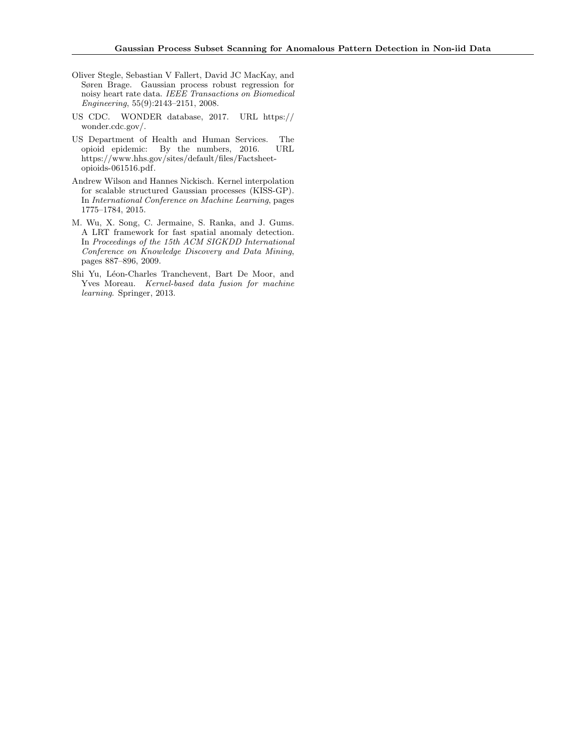Oliver Stegle, Sebastian V Fallert, David JC MacKay, and Søren Brage. Gaussian process robust regression for noisy heart rate data. *IEEE Transactions on Biomedical Engineering*, 55(9):2143–2151, 2008.

US CDC. WONDER database, 2017. URL https://wonder.cdc.gov/.

US Department of Health and Human Services. The opioid epidemic: By the numbers, 2016. URL https://www.hhs.gov/sites/default/files/Factsheet-opioids-061516.pdf.

Andrew Wilson and Hannes Nickisch. Kernel interpolation for scalable structured Gaussian processes (KISS-GP). In *International Conference on Machine Learning*, pages 1775–1784, 2015.

M. Wu, X. Song, C. Jermaine, S. Ranka, and J. Gums. A LRT framework for fast spatial anomaly detection. In *Proceedings of the 15th ACM SIGKDD International Conference on Knowledge Discovery and Data Mining*, pages 887–896, 2009.

Shi Yu, Léon-Charles Tranchevent, Bart De Moor, and Yves Moreau. *Kernel-based data fusion for machine learning*. Springer, 2013.